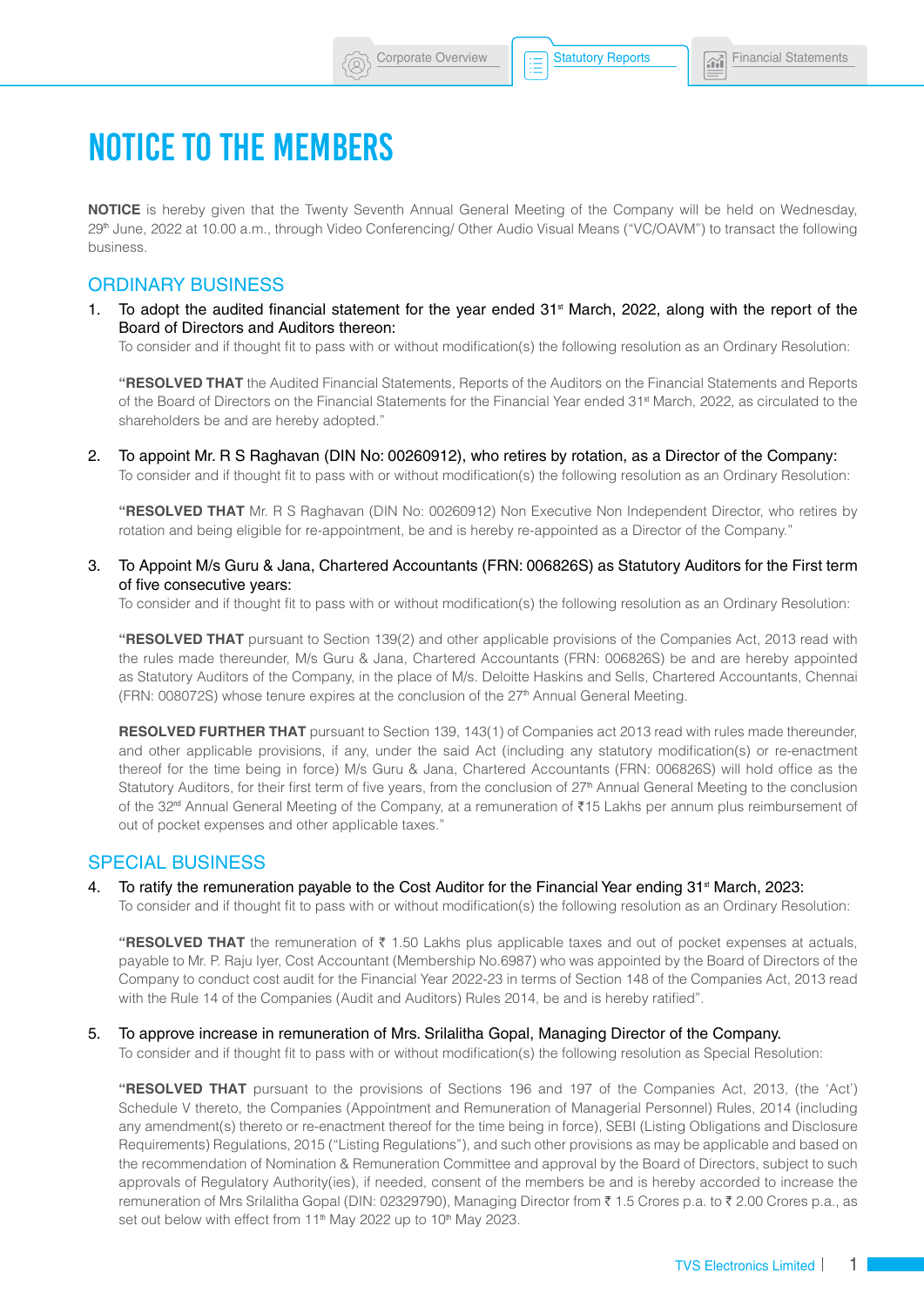# NOTICE TO THE MEMBERS

**NOTICE** is hereby given that the Twenty Seventh Annual General Meeting of the Company will be held on Wednesday, 29th June, 2022 at 10.00 a.m., through Video Conferencing/ Other Audio Visual Means ("VC/OAVM") to transact the following business.

## ORDINARY BUSINESS

1. To adopt the audited financial statement for the year ended 31st March, 2022, along with the report of the Board of Directors and Auditors thereon:

   To consider and if thought fit to pass with or without modification(s) the following resolution as an Ordinary Resolution:

   **"RESOLVED THAT** the Audited Financial Statements, Reports of the Auditors on the Financial Statements and Reports of the Board of Directors on the Financial Statements for the Financial Year ended 31st March, 2022, as circulated to the shareholders be and are hereby adopted."

2. To appoint Mr. R S Raghavan (DIN No: 00260912), who retires by rotation, as a Director of the Company:

   To consider and if thought fit to pass with or without modification(s) the following resolution as an Ordinary Resolution:

   **"RESOLVED THAT** Mr. R S Raghavan (DIN No: 00260912) Non Executive Non Independent Director, who retires by rotation and being eligible for re-appointment, be and is hereby re-appointed as a Director of the Company."

3. To Appoint M/s Guru & Jana, Chartered Accountants (FRN: 006826S) as Statutory Auditors for the First term of five consecutive years:

   To consider and if thought fit to pass with or without modification(s) the following resolution as an Ordinary Resolution:

   **"RESOLVED THAT** pursuant to Section 139(2) and other applicable provisions of the Companies Act, 2013 read with the rules made thereunder, M/s Guru & Jana, Chartered Accountants (FRN: 006826S) be and are hereby appointed as Statutory Auditors of the Company, in the place of M/s. Deloitte Haskins and Sells, Chartered Accountants, Chennai (FRN: 008072S) whose tenure expires at the conclusion of the 27th Annual General Meeting.

   **RESOLVED FURTHER THAT** pursuant to Section 139, 143(1) of Companies act 2013 read with rules made thereunder, and other applicable provisions, if any, under the said Act (including any statutory modification(s) or re-enactment thereof for the time being in force) M/s Guru & Jana, Chartered Accountants (FRN: 006826S) will hold office as the Statutory Auditors, for their first term of five years, from the conclusion of 27th Annual General Meeting to the conclusion of the 32nd Annual General Meeting of the Company, at a remuneration of ₹15 Lakhs per annum plus reimbursement of out of pocket expenses and other applicable taxes."

## SPECIAL BUSINESS

4. To ratify the remuneration payable to the Cost Auditor for the Financial Year ending 31st March, 2023:

   To consider and if thought fit to pass with or without modification(s) the following resolution as an Ordinary Resolution:

   **"RESOLVED THAT** the remuneration of ₹ 1.50 Lakhs plus applicable taxes and out of pocket expenses at actuals, payable to Mr. P. Raju Iyer, Cost Accountant (Membership No.6987) who was appointed by the Board of Directors of the Company to conduct cost audit for the Financial Year 2022-23 in terms of Section 148 of the Companies Act, 2013 read with the Rule 14 of the Companies (Audit and Auditors) Rules 2014, be and is hereby ratified".

5. To approve increase in remuneration of Mrs. Srilalitha Gopal, Managing Director of the Company.

   To consider and if thought fit to pass with or without modification(s) the following resolution as Special Resolution:

   **"RESOLVED THAT** pursuant to the provisions of Sections 196 and 197 of the Companies Act, 2013, (the 'Act') Schedule V thereto, the Companies (Appointment and Remuneration of Managerial Personnel) Rules, 2014 (including any amendment(s) thereto or re-enactment thereof for the time being in force), SEBI (Listing Obligations and Disclosure Requirements) Regulations, 2015 ("Listing Regulations"), and such other provisions as may be applicable and based on the recommendation of Nomination & Remuneration Committee and approval by the Board of Directors, subject to such approvals of Regulatory Authority(ies), if needed, consent of the members be and is hereby accorded to increase the remuneration of Mrs Srilalitha Gopal (DIN: 02329790), Managing Director from ₹ 1.5 Crores p.a. to ₹ 2.00 Crores p.a., as set out below with effect from 11th May 2022 up to 10th May 2023.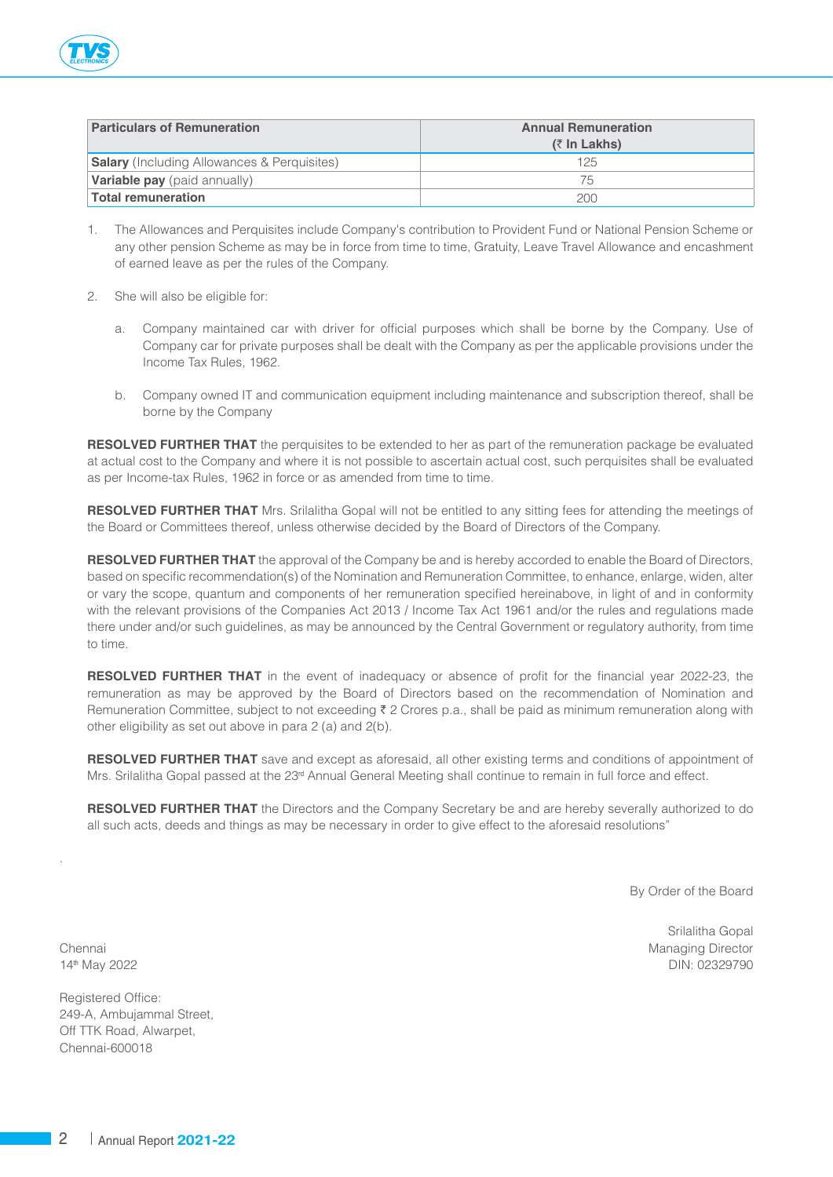| **Particulars of Remuneration** | **Annual Remuneration (₹ In Lakhs)** |
|---|---|
| **Salary** (Including Allowances & Perquisites) | 125 |
| **Variable pay** (paid annually) | 75 |
| **Total remuneration** | 200 |

1. The Allowances and Perquisites include Company's contribution to Provident Fund or National Pension Scheme or any other pension Scheme as may be in force from time to time, Gratuity, Leave Travel Allowance and encashment of earned leave as per the rules of the Company.

2. She will also be eligible for:

   a. Company maintained car with driver for official purposes which shall be borne by the Company. Use of Company car for private purposes shall be dealt with the Company as per the applicable provisions under the Income Tax Rules, 1962.

   b. Company owned IT and communication equipment including maintenance and subscription thereof, shall be borne by the Company

**RESOLVED FURTHER THAT** the perquisites to be extended to her as part of the remuneration package be evaluated at actual cost to the Company and where it is not possible to ascertain actual cost, such perquisites shall be evaluated as per Income-tax Rules, 1962 in force or as amended from time to time.

**RESOLVED FURTHER THAT** Mrs. Srilalitha Gopal will not be entitled to any sitting fees for attending the meetings of the Board or Committees thereof, unless otherwise decided by the Board of Directors of the Company.

**RESOLVED FURTHER THAT** the approval of the Company be and is hereby accorded to enable the Board of Directors, based on specific recommendation(s) of the Nomination and Remuneration Committee, to enhance, enlarge, widen, alter or vary the scope, quantum and components of her remuneration specified hereinabove, in light of and in conformity with the relevant provisions of the Companies Act 2013 / Income Tax Act 1961 and/or the rules and regulations made there under and/or such guidelines, as may be announced by the Central Government or regulatory authority, from time to time.

**RESOLVED FURTHER THAT** in the event of inadequacy or absence of profit for the financial year 2022-23, the remuneration as may be approved by the Board of Directors based on the recommendation of Nomination and Remuneration Committee, subject to not exceeding ₹ 2 Crores p.a., shall be paid as minimum remuneration along with other eligibility as set out above in para 2 (a) and 2(b).

**RESOLVED FURTHER THAT** save and except as aforesaid, all other existing terms and conditions of appointment of Mrs. Srilalitha Gopal passed at the 23rd Annual General Meeting shall continue to remain in full force and effect.

**RESOLVED FURTHER THAT** the Directors and the Company Secretary be and are hereby severally authorized to do all such acts, deeds and things as may be necessary in order to give effect to the aforesaid resolutions"

By Order of the Board

Srilalitha Gopal
Managing Director
DIN: 02329790

Chennai
14th May 2022

Registered Office:
249-A, Ambujammal Street,
Off TTK Road, Alwarpet,
Chennai-600018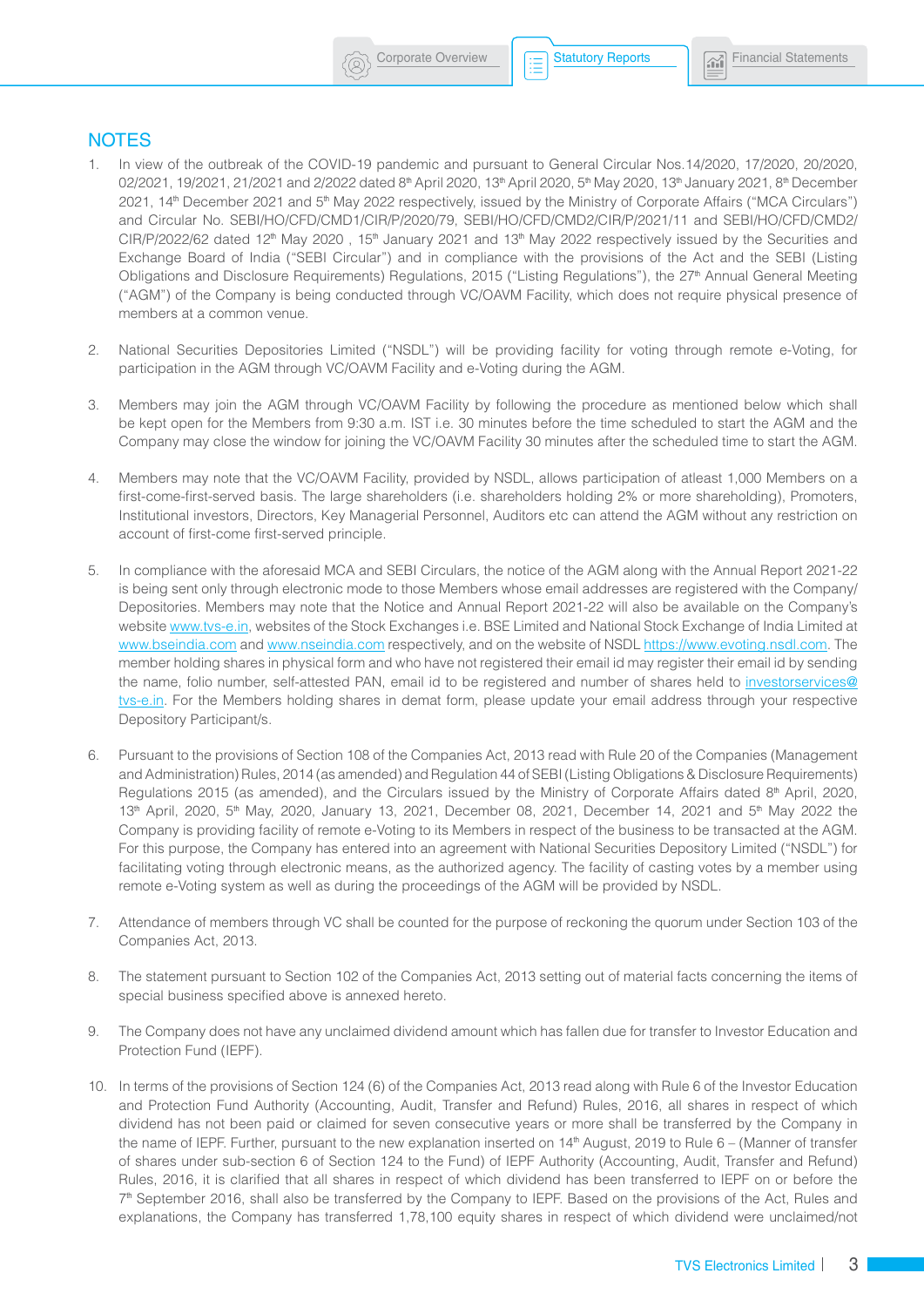## NOTES

1. In view of the outbreak of the COVID-19 pandemic and pursuant to General Circular Nos.14/2020, 17/2020, 20/2020, 02/2021, 19/2021, 21/2021 and 2/2022 dated 8th April 2020, 13th April 2020, 5th May 2020, 13th January 2021, 8th December 2021, 14th December 2021 and 5th May 2022 respectively, issued by the Ministry of Corporate Affairs ("MCA Circulars") and Circular No. SEBI/HO/CFD/CMD1/CIR/P/2020/79, SEBI/HO/CFD/CMD2/CIR/P/2021/11 and SEBI/HO/CFD/CMD2/CIR/P/2022/62 dated 12th May 2020 , 15th January 2021 and 13th May 2022 respectively issued by the Securities and Exchange Board of India ("SEBI Circular") and in compliance with the provisions of the Act and the SEBI (Listing Obligations and Disclosure Requirements) Regulations, 2015 ("Listing Regulations"), the 27th Annual General Meeting ("AGM") of the Company is being conducted through VC/OAVM Facility, which does not require physical presence of members at a common venue.

2. National Securities Depositories Limited ("NSDL") will be providing facility for voting through remote e-Voting, for participation in the AGM through VC/OAVM Facility and e-Voting during the AGM.

3. Members may join the AGM through VC/OAVM Facility by following the procedure as mentioned below which shall be kept open for the Members from 9:30 a.m. IST i.e. 30 minutes before the time scheduled to start the AGM and the Company may close the window for joining the VC/OAVM Facility 30 minutes after the scheduled time to start the AGM.

4. Members may note that the VC/OAVM Facility, provided by NSDL, allows participation of atleast 1,000 Members on a first-come-first-served basis. The large shareholders (i.e. shareholders holding 2% or more shareholding), Promoters, Institutional investors, Directors, Key Managerial Personnel, Auditors etc can attend the AGM without any restriction on account of first-come first-served principle.

5. In compliance with the aforesaid MCA and SEBI Circulars, the notice of the AGM along with the Annual Report 2021-22 is being sent only through electronic mode to those Members whose email addresses are registered with the Company/ Depositories. Members may note that the Notice and Annual Report 2021-22 will also be available on the Company's website www.tvs-e.in, websites of the Stock Exchanges i.e. BSE Limited and National Stock Exchange of India Limited at www.bseindia.com and www.nseindia.com respectively, and on the website of NSDL https://www.evoting.nsdl.com. The member holding shares in physical form and who have not registered their email id may register their email id by sending the name, folio number, self-attested PAN, email id to be registered and number of shares held to investorservices@tvs-e.in. For the Members holding shares in demat form, please update your email address through your respective Depository Participant/s.

6. Pursuant to the provisions of Section 108 of the Companies Act, 2013 read with Rule 20 of the Companies (Management and Administration) Rules, 2014 (as amended) and Regulation 44 of SEBI (Listing Obligations & Disclosure Requirements) Regulations 2015 (as amended), and the Circulars issued by the Ministry of Corporate Affairs dated 8th April, 2020, 13th April, 2020, 5th May, 2020, January 13, 2021, December 08, 2021, December 14, 2021 and 5th May 2022 the Company is providing facility of remote e-Voting to its Members in respect of the business to be transacted at the AGM. For this purpose, the Company has entered into an agreement with National Securities Depository Limited ("NSDL") for facilitating voting through electronic means, as the authorized agency. The facility of casting votes by a member using remote e-Voting system as well as during the proceedings of the AGM will be provided by NSDL.

7. Attendance of members through VC shall be counted for the purpose of reckoning the quorum under Section 103 of the Companies Act, 2013.

8. The statement pursuant to Section 102 of the Companies Act, 2013 setting out of material facts concerning the items of special business specified above is annexed hereto.

9. The Company does not have any unclaimed dividend amount which has fallen due for transfer to Investor Education and Protection Fund (IEPF).

10. In terms of the provisions of Section 124 (6) of the Companies Act, 2013 read along with Rule 6 of the Investor Education and Protection Fund Authority (Accounting, Audit, Transfer and Refund) Rules, 2016, all shares in respect of which dividend has not been paid or claimed for seven consecutive years or more shall be transferred by the Company in the name of IEPF. Further, pursuant to the new explanation inserted on 14th August, 2019 to Rule 6 – (Manner of transfer of shares under sub-section 6 of Section 124 to the Fund) of IEPF Authority (Accounting, Audit, Transfer and Refund) Rules, 2016, it is clarified that all shares in respect of which dividend has been transferred to IEPF on or before the 7th September 2016, shall also be transferred by the Company to IEPF. Based on the provisions of the Act, Rules and explanations, the Company has transferred 1,78,100 equity shares in respect of which dividend were unclaimed/not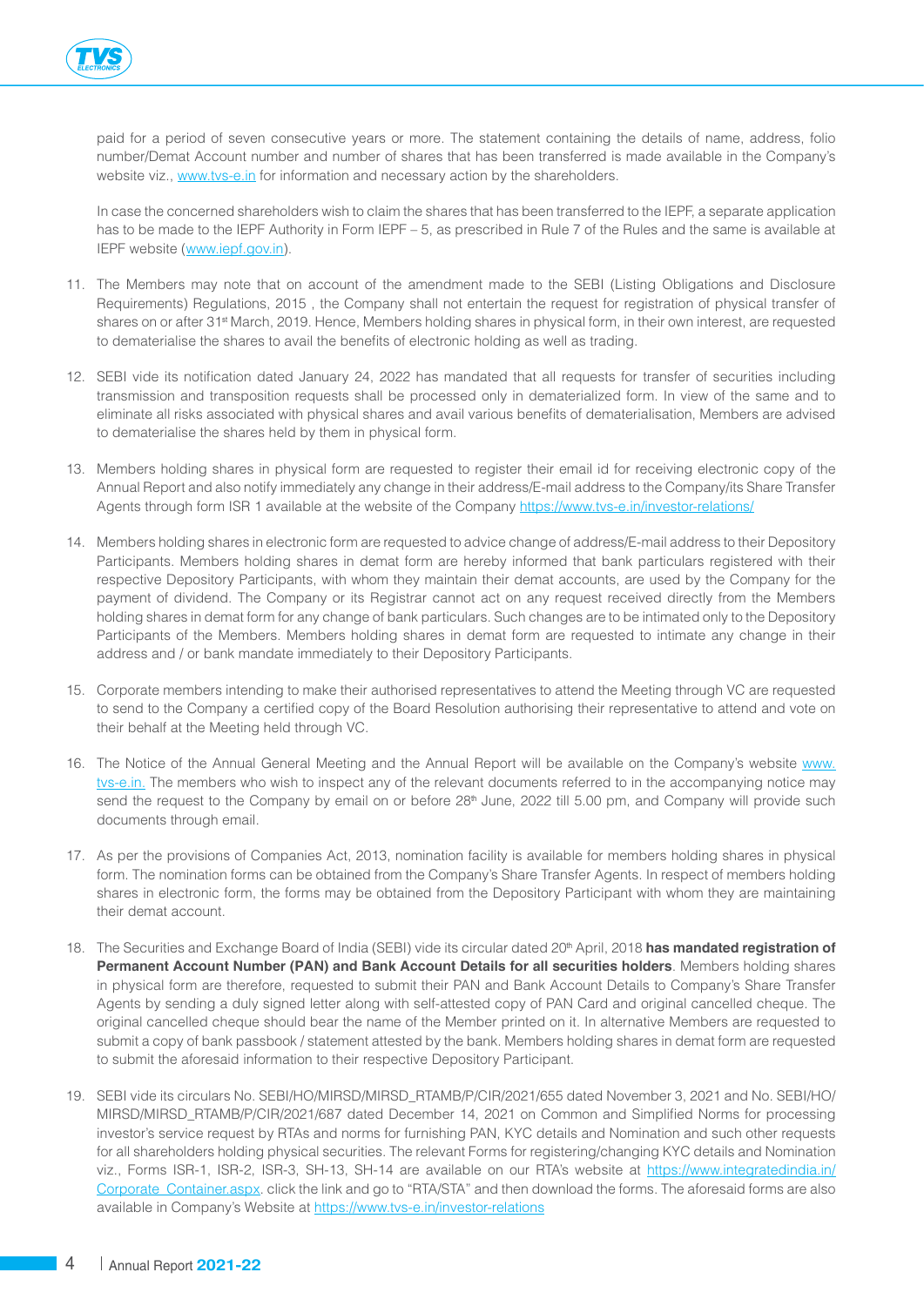paid for a period of seven consecutive years or more. The statement containing the details of name, address, folio number/Demat Account number and number of shares that has been transferred is made available in the Company's website viz., www.tvs-e.in for information and necessary action by the shareholders.

In case the concerned shareholders wish to claim the shares that has been transferred to the IEPF, a separate application has to be made to the IEPF Authority in Form IEPF – 5, as prescribed in Rule 7 of the Rules and the same is available at IEPF website (www.iepf.gov.in).

11. The Members may note that on account of the amendment made to the SEBI (Listing Obligations and Disclosure Requirements) Regulations, 2015 , the Company shall not entertain the request for registration of physical transfer of shares on or after 31st March, 2019. Hence, Members holding shares in physical form, in their own interest, are requested to dematerialise the shares to avail the benefits of electronic holding as well as trading.

12. SEBI vide its notification dated January 24, 2022 has mandated that all requests for transfer of securities including transmission and transposition requests shall be processed only in dematerialized form. In view of the same and to eliminate all risks associated with physical shares and avail various benefits of dematerialisation, Members are advised to dematerialise the shares held by them in physical form.

13. Members holding shares in physical form are requested to register their email id for receiving electronic copy of the Annual Report and also notify immediately any change in their address/E-mail address to the Company/its Share Transfer Agents through form ISR 1 available at the website of the Company https://www.tvs-e.in/investor-relations/

14. Members holding shares in electronic form are requested to advice change of address/E-mail address to their Depository Participants. Members holding shares in demat form are hereby informed that bank particulars registered with their respective Depository Participants, with whom they maintain their demat accounts, are used by the Company for the payment of dividend. The Company or its Registrar cannot act on any request received directly from the Members holding shares in demat form for any change of bank particulars. Such changes are to be intimated only to the Depository Participants of the Members. Members holding shares in demat form are requested to intimate any change in their address and / or bank mandate immediately to their Depository Participants.

15. Corporate members intending to make their authorised representatives to attend the Meeting through VC are requested to send to the Company a certified copy of the Board Resolution authorising their representative to attend and vote on their behalf at the Meeting held through VC.

16. The Notice of the Annual General Meeting and the Annual Report will be available on the Company's website www.tvs-e.in. The members who wish to inspect any of the relevant documents referred to in the accompanying notice may send the request to the Company by email on or before 28th June, 2022 till 5.00 pm, and Company will provide such documents through email.

17. As per the provisions of Companies Act, 2013, nomination facility is available for members holding shares in physical form. The nomination forms can be obtained from the Company's Share Transfer Agents. In respect of members holding shares in electronic form, the forms may be obtained from the Depository Participant with whom they are maintaining their demat account.

18. The Securities and Exchange Board of India (SEBI) vide its circular dated 20th April, 2018 **has mandated registration of Permanent Account Number (PAN) and Bank Account Details for all securities holders**. Members holding shares in physical form are therefore, requested to submit their PAN and Bank Account Details to Company's Share Transfer Agents by sending a duly signed letter along with self-attested copy of PAN Card and original cancelled cheque. The original cancelled cheque should bear the name of the Member printed on it. In alternative Members are requested to submit a copy of bank passbook / statement attested by the bank. Members holding shares in demat form are requested to submit the aforesaid information to their respective Depository Participant.

19. SEBI vide its circulars No. SEBI/HO/MIRSD/MIRSD_RTAMB/P/CIR/2021/655 dated November 3, 2021 and No. SEBI/HO/MIRSD/MIRSD_RTAMB/P/CIR/2021/687 dated December 14, 2021 on Common and Simplified Norms for processing investor's service request by RTAs and norms for furnishing PAN, KYC details and Nomination and such other requests for all shareholders holding physical securities. The relevant Forms for registering/changing KYC details and Nomination viz., Forms ISR-1, ISR-2, ISR-3, SH-13, SH-14 are available on our RTA's website at https://www.integratedindia.in/Corporate_Container.aspx. click the link and go to "RTA/STA" and then download the forms. The aforesaid forms are also available in Company's Website at https://www.tvs-e.in/investor-relations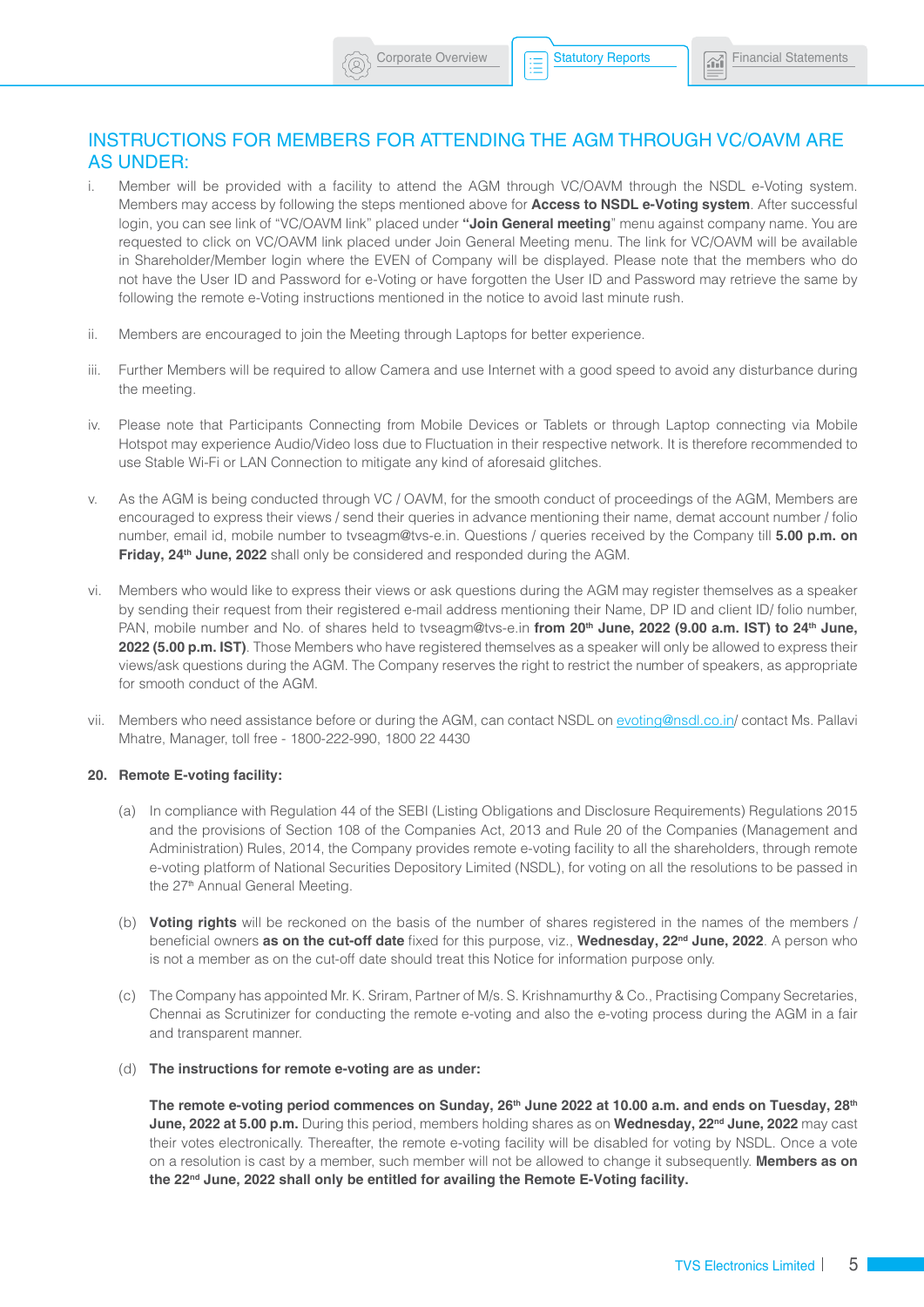## INSTRUCTIONS FOR MEMBERS FOR ATTENDING THE AGM THROUGH VC/OAVM ARE AS UNDER:

i. Member will be provided with a facility to attend the AGM through VC/OAVM through the NSDL e-Voting system. Members may access by following the steps mentioned above for **Access to NSDL e-Voting system**. After successful login, you can see link of "VC/OAVM link" placed under **"Join General meeting**" menu against company name. You are requested to click on VC/OAVM link placed under Join General Meeting menu. The link for VC/OAVM will be available in Shareholder/Member login where the EVEN of Company will be displayed. Please note that the members who do not have the User ID and Password for e-Voting or have forgotten the User ID and Password may retrieve the same by following the remote e-Voting instructions mentioned in the notice to avoid last minute rush.

ii. Members are encouraged to join the Meeting through Laptops for better experience.

iii. Further Members will be required to allow Camera and use Internet with a good speed to avoid any disturbance during the meeting.

iv. Please note that Participants Connecting from Mobile Devices or Tablets or through Laptop connecting via Mobile Hotspot may experience Audio/Video loss due to Fluctuation in their respective network. It is therefore recommended to use Stable Wi-Fi or LAN Connection to mitigate any kind of aforesaid glitches.

v. As the AGM is being conducted through VC / OAVM, for the smooth conduct of proceedings of the AGM, Members are encouraged to express their views / send their queries in advance mentioning their name, demat account number / folio number, email id, mobile number to tvseagm@tvs-e.in. Questions / queries received by the Company till **5.00 p.m. on Friday, 24th June, 2022** shall only be considered and responded during the AGM.

vi. Members who would like to express their views or ask questions during the AGM may register themselves as a speaker by sending their request from their registered e-mail address mentioning their Name, DP ID and client ID/ folio number, PAN, mobile number and No. of shares held to tvseagm@tvs-e.in **from 20th June, 2022 (9.00 a.m. IST) to 24th June, 2022 (5.00 p.m. IST)**. Those Members who have registered themselves as a speaker will only be allowed to express their views/ask questions during the AGM. The Company reserves the right to restrict the number of speakers, as appropriate for smooth conduct of the AGM.

vii. Members who need assistance before or during the AGM, can contact NSDL on evoting@nsdl.co.in/ contact Ms. Pallavi Mhatre, Manager, toll free - 1800-222-990, 1800 22 4430

**20. Remote E-voting facility:**

(a) In compliance with Regulation 44 of the SEBI (Listing Obligations and Disclosure Requirements) Regulations 2015 and the provisions of Section 108 of the Companies Act, 2013 and Rule 20 of the Companies (Management and Administration) Rules, 2014, the Company provides remote e-voting facility to all the shareholders, through remote e-voting platform of National Securities Depository Limited (NSDL), for voting on all the resolutions to be passed in the 27th Annual General Meeting.

(b) **Voting rights** will be reckoned on the basis of the number of shares registered in the names of the members / beneficial owners **as on the cut-off date** fixed for this purpose, viz., **Wednesday, 22nd June, 2022**. A person who is not a member as on the cut-off date should treat this Notice for information purpose only.

(c) The Company has appointed Mr. K. Sriram, Partner of M/s. S. Krishnamurthy & Co., Practising Company Secretaries, Chennai as Scrutinizer for conducting the remote e-voting and also the e-voting process during the AGM in a fair and transparent manner.

(d) **The instructions for remote e-voting are as under:**

**The remote e-voting period commences on Sunday, 26th June 2022 at 10.00 a.m. and ends on Tuesday, 28th June, 2022 at 5.00 p.m.** During this period, members holding shares as on **Wednesday, 22nd June, 2022** may cast their votes electronically. Thereafter, the remote e-voting facility will be disabled for voting by NSDL. Once a vote on a resolution is cast by a member, such member will not be allowed to change it subsequently. **Members as on the 22nd June, 2022 shall only be entitled for availing the Remote E-Voting facility.**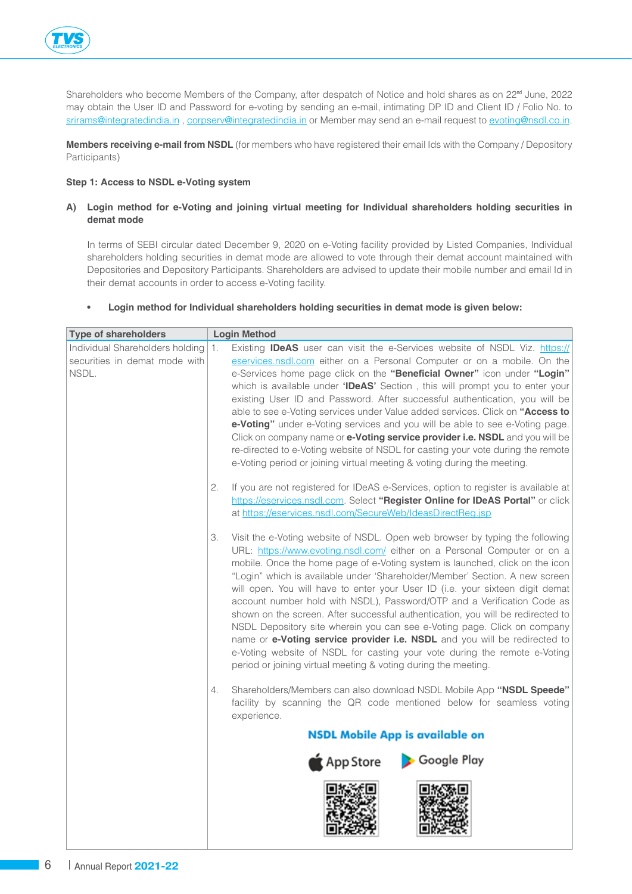Shareholders who become Members of the Company, after despatch of Notice and hold shares as on 22nd June, 2022 may obtain the User ID and Password for e-voting by sending an e-mail, intimating DP ID and Client ID / Folio No. to sriramS@integratedindia.in , corpserv@integratedindia.in or Member may send an e-mail request to evoting@nsdl.co.in.

**Members receiving e-mail from NSDL** (for members who have registered their email Ids with the Company / Depository Participants)

**Step 1: Access to NSDL e-Voting system**

**A) Login method for e-Voting and joining virtual meeting for Individual shareholders holding securities in demat mode**

In terms of SEBI circular dated December 9, 2020 on e-Voting facility provided by Listed Companies, Individual shareholders holding securities in demat mode are allowed to vote through their demat account maintained with Depositories and Depository Participants. Shareholders are advised to update their mobile number and email Id in their demat accounts in order to access e-Voting facility.

- **Login method for Individual shareholders holding securities in demat mode is given below:**

| Type of shareholders | Login Method |
|---|---|
| Individual Shareholders holding securities in demat mode with NSDL. | 1. Existing **IDeAS** user can visit the e-Services website of NSDL Viz. https://eservices.nsdl.com either on a Personal Computer or on a mobile. On the e-Services home page click on the **"Beneficial Owner"** icon under **"Login"** which is available under **'IDeAS'** Section , this will prompt you to enter your existing User ID and Password. After successful authentication, you will be able to see e-Voting services under Value added services. Click on **"Access to e-Voting"** under e-Voting services and you will be able to see e-Voting page. Click on company name or **e-Voting service provider i.e. NSDL** and you will be re-directed to e-Voting website of NSDL for casting your vote during the remote e-Voting period or joining virtual meeting & voting during the meeting.<br><br>2. If you are not registered for IDeAS e-Services, option to register is available at https://eservices.nsdl.com. Select **"Register Online for IDeAS Portal"** or click at https://eservices.nsdl.com/SecureWeb/IdeasDirectReg.jsp<br><br>3. Visit the e-Voting website of NSDL. Open web browser by typing the following URL: https://www.evoting.nsdl.com/ either on a Personal Computer or on a mobile. Once the home page of e-Voting system is launched, click on the icon "Login" which is available under 'Shareholder/Member' Section. A new screen will open. You will have to enter your User ID (i.e. your sixteen digit demat account number hold with NSDL), Password/OTP and a Verification Code as shown on the screen. After successful authentication, you will be redirected to NSDL Depository site wherein you can see e-Voting page. Click on company name or **e-Voting service provider i.e. NSDL** and you will be redirected to e-Voting website of NSDL for casting your vote during the remote e-Voting period or joining virtual meeting & voting during the meeting.<br><br>4. Shareholders/Members can also download NSDL Mobile App **"NSDL Speede"** facility by scanning the QR code mentioned below for seamless voting experience.<br><br>**NSDL Mobile App is available on**<br>App Store Google Play |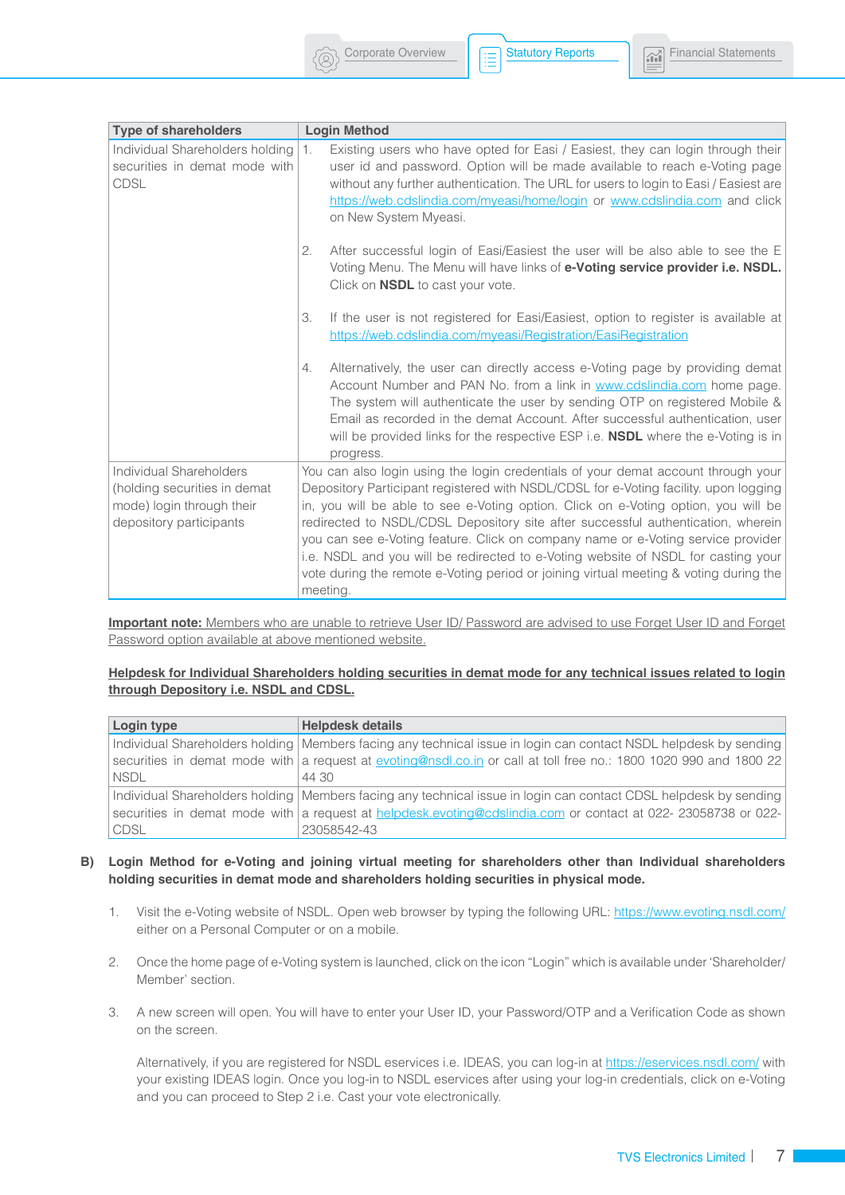| Type of shareholders | Login Method |
|---|---|
| Individual Shareholders holding securities in demat mode with CDSL | 1. Existing users who have opted for Easi / Easiest, they can login through their user id and password. Option will be made available to reach e-Voting page without any further authentication. The URL for users to login to Easi / Easiest are https://web.cdslindia.com/myeasi/home/login or www.cdslindia.com and click on New System Myeasi.<br><br>2. After successful login of Easi/Easiest the user will be also able to see the E Voting Menu. The Menu will have links of **e-Voting service provider i.e. NSDL.** Click on **NSDL** to cast your vote.<br><br>3. If the user is not registered for Easi/Easiest, option to register is available at https://web.cdslindia.com/myeasi/Registration/EasiRegistration<br><br>4. Alternatively, the user can directly access e-Voting page by providing demat Account Number and PAN No. from a link in www.cdslindia.com home page. The system will authenticate the user by sending OTP on registered Mobile & Email as recorded in the demat Account. After successful authentication, user will be provided links for the respective ESP i.e. **NSDL** where the e-Voting is in progress. |
| Individual Shareholders (holding securities in demat mode) login through their depository participants | You can also login using the login credentials of your demat account through your Depository Participant registered with NSDL/CDSL for e-Voting facility. upon logging in, you will be able to see e-Voting option. Click on e-Voting option, you will be redirected to NSDL/CDSL Depository site after successful authentication, wherein you can see e-Voting feature. Click on company name or e-Voting service provider i.e. NSDL and you will be redirected to e-Voting website of NSDL for casting your vote during the remote e-Voting period or joining virtual meeting & voting during the meeting. |

**Important note:** Members who are unable to retrieve User ID/ Password are advised to use Forget User ID and Forget Password option available at above mentioned website.

**Helpdesk for Individual Shareholders holding securities in demat mode for any technical issues related to login through Depository i.e. NSDL and CDSL.**

| Login type | Helpdesk details |
|---|---|
| Individual Shareholders holding securities in demat mode with NSDL | Members facing any technical issue in login can contact NSDL helpdesk by sending a request at evoting@nsdl.co.in or call at toll free no.: 1800 1020 990 and 1800 22 44 30 |
| Individual Shareholders holding securities in demat mode with CDSL | Members facing any technical issue in login can contact CDSL helpdesk by sending a request at helpdesk.evoting@cdslindia.com or contact at 022- 23058738 or 022-23058542-43 |

**B) Login Method for e-Voting and joining virtual meeting for shareholders other than Individual shareholders holding securities in demat mode and shareholders holding securities in physical mode.**

1. Visit the e-Voting website of NSDL. Open web browser by typing the following URL: https://www.evoting.nsdl.com/ either on a Personal Computer or on a mobile.

2. Once the home page of e-Voting system is launched, click on the icon "Login" which is available under 'Shareholder/ Member' section.

3. A new screen will open. You will have to enter your User ID, your Password/OTP and a Verification Code as shown on the screen.

   Alternatively, if you are registered for NSDL eservices i.e. IDEAS, you can log-in at https://eservices.nsdl.com/ with your existing IDEAS login. Once you log-in to NSDL eservices after using your log-in credentials, click on e-Voting and you can proceed to Step 2 i.e. Cast your vote electronically.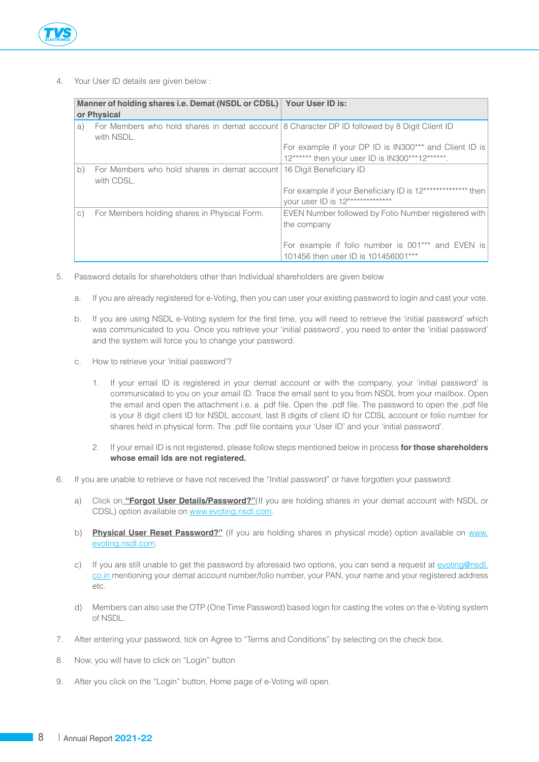4. Your User ID details are given below :

| Manner of holding shares i.e. Demat (NSDL or CDSL) or Physical | Your User ID is: |
|---|---|
| a) For Members who hold shares in demat account with NSDL. | 8 Character DP ID followed by 8 Digit Client ID<br><br>For example if your DP ID is IN300*** and Client ID is 12****** then your user ID is IN300***12******. |
| b) For Members who hold shares in demat account with CDSL. | 16 Digit Beneficiary ID<br><br>For example if your Beneficiary ID is 12************** then your user ID is 12************** |
| c) For Members holding shares in Physical Form. | EVEN Number followed by Folio Number registered with the company<br><br>For example if folio number is 001*** and EVEN is 101456 then user ID is 101456001*** |

5. Password details for shareholders other than Individual shareholders are given below

   a. If you are already registered for e-Voting, then you can user your existing password to login and cast your vote.

   b. If you are using NSDL e-Voting system for the first time, you will need to retrieve the 'initial password' which was communicated to you. Once you retrieve your 'initial password', you need to enter the 'initial password' and the system will force you to change your password.

   c. How to retrieve your 'initial password'?

      1. If your email ID is registered in your demat account or with the company, your 'initial password' is communicated to you on your email ID. Trace the email sent to you from NSDL from your mailbox. Open the email and open the attachment i.e. a .pdf file. Open the .pdf file. The password to open the .pdf file is your 8 digit client ID for NSDL account, last 8 digits of client ID for CDSL account or folio number for shares held in physical form. The .pdf file contains your 'User ID' and your 'initial password'.

      2. If your email ID is not registered, please follow steps mentioned below in process **for those shareholders whose email ids are not registered.**

6. If you are unable to retrieve or have not received the "Initial password" or have forgotten your password:

   a) Click on **"Forgot User Details/Password?"**(If you are holding shares in your demat account with NSDL or CDSL) option available on www.evoting.nsdl.com.

   b) **Physical User Reset Password?"** (If you are holding shares in physical mode) option available on www.evoting.nsdl.com.

   c) If you are still unable to get the password by aforesaid two options, you can send a request at evoting@nsdl.co.in mentioning your demat account number/folio number, your PAN, your name and your registered address etc.

   d) Members can also use the OTP (One Time Password) based login for casting the votes on the e-Voting system of NSDL.

7. After entering your password, tick on Agree to "Terms and Conditions" by selecting on the check box.

8. Now, you will have to click on "Login" button

9. After you click on the "Login" button, Home page of e-Voting will open.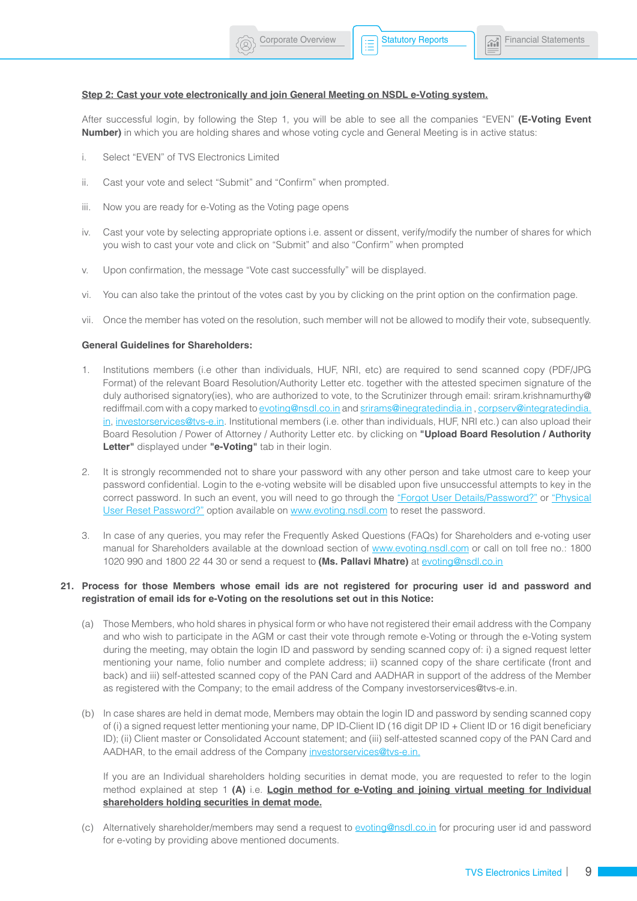**Step 2: Cast your vote electronically and join General Meeting on NSDL e-Voting system.**

After successful login, by following the Step 1, you will be able to see all the companies "EVEN" **(E-Voting Event Number)** in which you are holding shares and whose voting cycle and General Meeting is in active status:

i. Select "EVEN" of TVS Electronics Limited

ii. Cast your vote and select "Submit" and "Confirm" when prompted.

iii. Now you are ready for e-Voting as the Voting page opens

iv. Cast your vote by selecting appropriate options i.e. assent or dissent, verify/modify the number of shares for which you wish to cast your vote and click on "Submit" and also "Confirm" when prompted

v. Upon confirmation, the message "Vote cast successfully" will be displayed.

vi. You can also take the printout of the votes cast by you by clicking on the print option on the confirmation page.

vii. Once the member has voted on the resolution, such member will not be allowed to modify their vote, subsequently.

**General Guidelines for Shareholders:**

1. Institutions members (i.e other than individuals, HUF, NRI, etc) are required to send scanned copy (PDF/JPG Format) of the relevant Board Resolution/Authority Letter etc. together with the attested specimen signature of the duly authorised signatory(ies), who are authorized to vote, to the Scrutinizer through email: sriram.krishnamurthy@rediffmail.com with a copy marked to evoting@nsdl.co.in and srirams@inegratedindia.in , corpserv@integratedindia.in, investorservices@tvs-e.in. Institutional members (i.e. other than individuals, HUF, NRI etc.) can also upload their Board Resolution / Power of Attorney / Authority Letter etc. by clicking on **"Upload Board Resolution / Authority Letter"** displayed under **"e-Voting"** tab in their login.

2. It is strongly recommended not to share your password with any other person and take utmost care to keep your password confidential. Login to the e-voting website will be disabled upon five unsuccessful attempts to key in the correct password. In such an event, you will need to go through the "Forgot User Details/Password?" or "Physical User Reset Password?" option available on www.evoting.nsdl.com to reset the password.

3. In case of any queries, you may refer the Frequently Asked Questions (FAQs) for Shareholders and e-voting user manual for Shareholders available at the download section of www.evoting.nsdl.com or call on toll free no.: 1800 1020 990 and 1800 22 44 30 or send a request to **(Ms. Pallavi Mhatre)** at evoting@nsdl.co.in

**21. Process for those Members whose email ids are not registered for procuring user id and password and registration of email ids for e-Voting on the resolutions set out in this Notice:**

(a) Those Members, who hold shares in physical form or who have not registered their email address with the Company and who wish to participate in the AGM or cast their vote through remote e-Voting or through the e-Voting system during the meeting, may obtain the login ID and password by sending scanned copy of: i) a signed request letter mentioning your name, folio number and complete address; ii) scanned copy of the share certificate (front and back) and iii) self-attested scanned copy of the PAN Card and AADHAR in support of the address of the Member as registered with the Company; to the email address of the Company investorservices@tvs-e.in.

(b) In case shares are held in demat mode, Members may obtain the login ID and password by sending scanned copy of (i) a signed request letter mentioning your name, DP ID-Client ID (16 digit DP ID + Client ID or 16 digit beneficiary ID); (ii) Client master or Consolidated Account statement; and (iii) self-attested scanned copy of the PAN Card and AADHAR, to the email address of the Company investorservices@tvs-e.in.

If you are an Individual shareholders holding securities in demat mode, you are requested to refer to the login method explained at step 1 **(A)** i.e. **Login method for e-Voting and joining virtual meeting for Individual shareholders holding securities in demat mode.**

(c) Alternatively shareholder/members may send a request to evoting@nsdl.co.in for procuring user id and password for e-voting by providing above mentioned documents.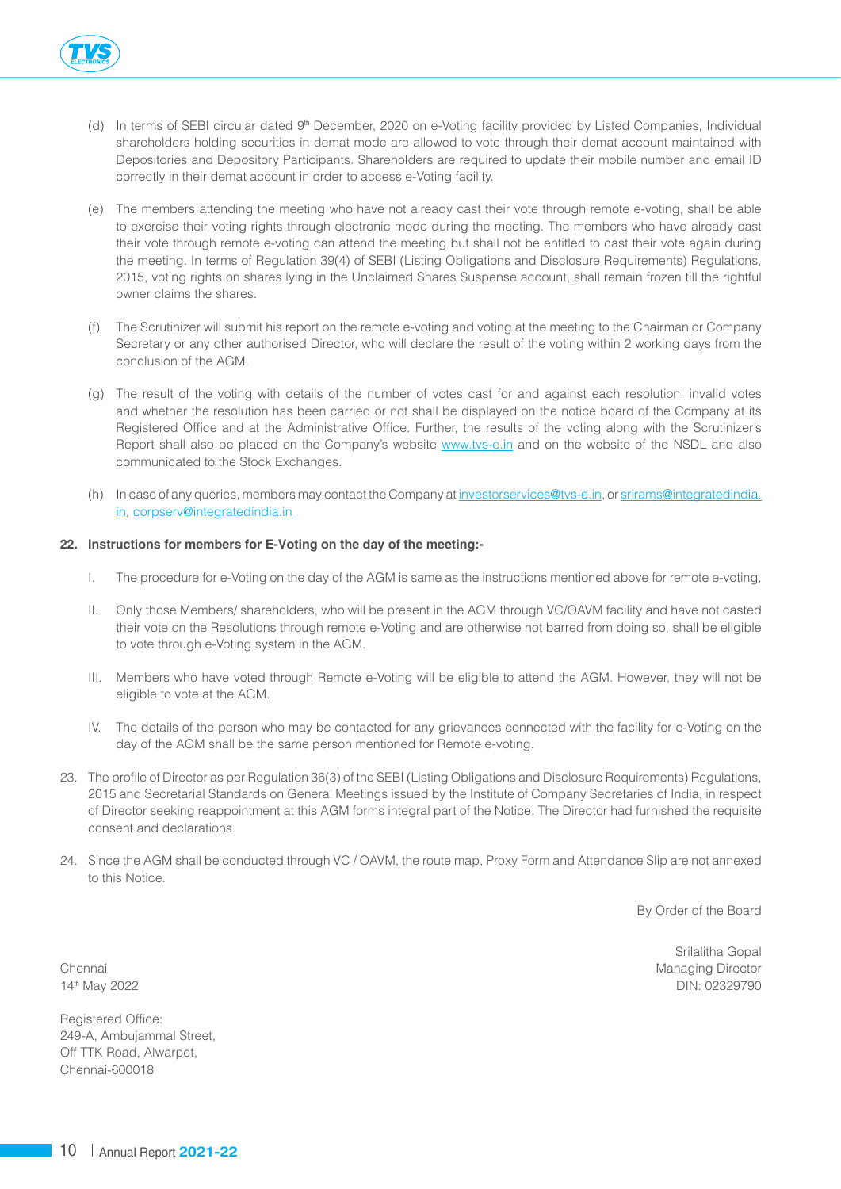(d) In terms of SEBI circular dated 9th December, 2020 on e-Voting facility provided by Listed Companies, Individual shareholders holding securities in demat mode are allowed to vote through their demat account maintained with Depositories and Depository Participants. Shareholders are required to update their mobile number and email ID correctly in their demat account in order to access e-Voting facility.

(e) The members attending the meeting who have not already cast their vote through remote e-voting, shall be able to exercise their voting rights through electronic mode during the meeting. The members who have already cast their vote through remote e-voting can attend the meeting but shall not be entitled to cast their vote again during the meeting. In terms of Regulation 39(4) of SEBI (Listing Obligations and Disclosure Requirements) Regulations, 2015, voting rights on shares lying in the Unclaimed Shares Suspense account, shall remain frozen till the rightful owner claims the shares.

(f) The Scrutinizer will submit his report on the remote e-voting and voting at the meeting to the Chairman or Company Secretary or any other authorised Director, who will declare the result of the voting within 2 working days from the conclusion of the AGM.

(g) The result of the voting with details of the number of votes cast for and against each resolution, invalid votes and whether the resolution has been carried or not shall be displayed on the notice board of the Company at its Registered Office and at the Administrative Office. Further, the results of the voting along with the Scrutinizer's Report shall also be placed on the Company's website www.tvs-e.in and on the website of the NSDL and also communicated to the Stock Exchanges.

(h) In case of any queries, members may contact the Company at investorservices@tvs-e.in, or srirams@integratedindia.in, corpserv@integratedindia.in

**22. Instructions for members for E-Voting on the day of the meeting:-**

I. The procedure for e-Voting on the day of the AGM is same as the instructions mentioned above for remote e-voting.

II. Only those Members/ shareholders, who will be present in the AGM through VC/OAVM facility and have not casted their vote on the Resolutions through remote e-Voting and are otherwise not barred from doing so, shall be eligible to vote through e-Voting system in the AGM.

III. Members who have voted through Remote e-Voting will be eligible to attend the AGM. However, they will not be eligible to vote at the AGM.

IV. The details of the person who may be contacted for any grievances connected with the facility for e-Voting on the day of the AGM shall be the same person mentioned for Remote e-voting.

23. The profile of Director as per Regulation 36(3) of the SEBI (Listing Obligations and Disclosure Requirements) Regulations, 2015 and Secretarial Standards on General Meetings issued by the Institute of Company Secretaries of India, in respect of Director seeking reappointment at this AGM forms integral part of the Notice. The Director had furnished the requisite consent and declarations.

24. Since the AGM shall be conducted through VC / OAVM, the route map, Proxy Form and Attendance Slip are not annexed to this Notice.

By Order of the Board

Srilalitha Gopal
Managing Director
DIN: 02329790

Chennai
14th May 2022

Registered Office:
249-A, Ambujammal Street,
Off TTK Road, Alwarpet,
Chennai-600018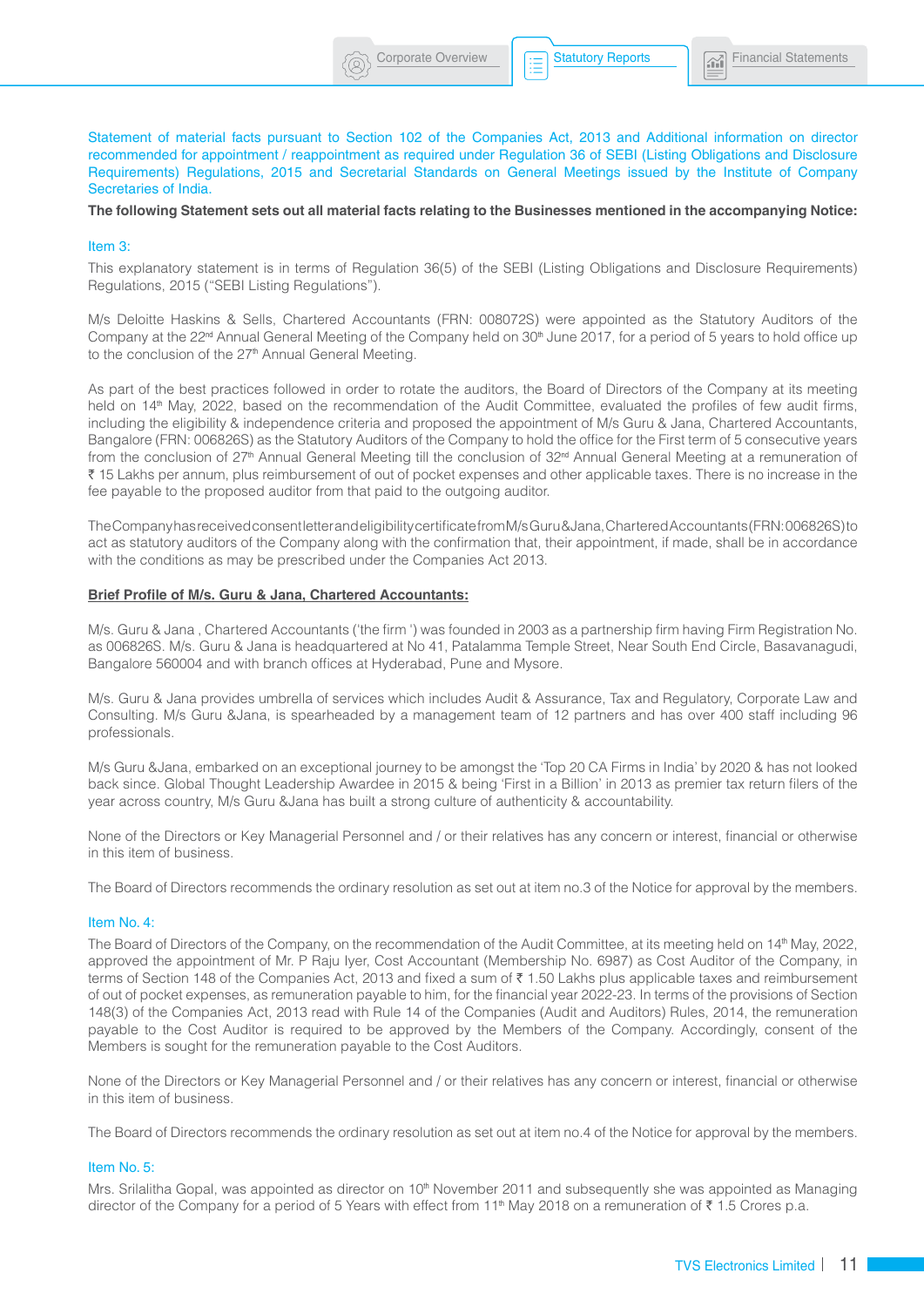Statement of material facts pursuant to Section 102 of the Companies Act, 2013 and Additional information on director recommended for appointment / reappointment as required under Regulation 36 of SEBI (Listing Obligations and Disclosure Requirements) Regulations, 2015 and Secretarial Standards on General Meetings issued by the Institute of Company Secretaries of India.

**The following Statement sets out all material facts relating to the Businesses mentioned in the accompanying Notice:**

### Item 3:

This explanatory statement is in terms of Regulation 36(5) of the SEBI (Listing Obligations and Disclosure Requirements) Regulations, 2015 ("SEBI Listing Regulations").

M/s Deloitte Haskins & Sells, Chartered Accountants (FRN: 008072S) were appointed as the Statutory Auditors of the Company at the 22nd Annual General Meeting of the Company held on 30th June 2017, for a period of 5 years to hold office up to the conclusion of the 27th Annual General Meeting.

As part of the best practices followed in order to rotate the auditors, the Board of Directors of the Company at its meeting held on 14th May, 2022, based on the recommendation of the Audit Committee, evaluated the profiles of few audit firms, including the eligibility & independence criteria and proposed the appointment of M/s Guru & Jana, Chartered Accountants, Bangalore (FRN: 006826S) as the Statutory Auditors of the Company to hold the office for the First term of 5 consecutive years from the conclusion of 27th Annual General Meeting till the conclusion of 32nd Annual General Meeting at a remuneration of ₹ 15 Lakhs per annum, plus reimbursement of out of pocket expenses and other applicable taxes. There is no increase in the fee payable to the proposed auditor from that paid to the outgoing auditor.

The Company has received consent letter and eligibility certificate from M/s Guru & Jana, Chartered Accountants (FRN: 006826S) to act as statutory auditors of the Company along with the confirmation that, their appointment, if made, shall be in accordance with the conditions as may be prescribed under the Companies Act 2013.

**<u>Brief Profile of M/s. Guru & Jana, Chartered Accountants:</u>**

M/s. Guru & Jana , Chartered Accountants ('the firm ') was founded in 2003 as a partnership firm having Firm Registration No. as 006826S. M/s. Guru & Jana is headquartered at No 41, Patalamma Temple Street, Near South End Circle, Basavanagudi, Bangalore 560004 and with branch offices at Hyderabad, Pune and Mysore.

M/s. Guru & Jana provides umbrella of services which includes Audit & Assurance, Tax and Regulatory, Corporate Law and Consulting. M/s Guru &Jana, is spearheaded by a management team of 12 partners and has over 400 staff including 96 professionals.

M/s Guru &Jana, embarked on an exceptional journey to be amongst the 'Top 20 CA Firms in India' by 2020 & has not looked back since. Global Thought Leadership Awardee in 2015 & being 'First in a Billion' in 2013 as premier tax return filers of the year across country, M/s Guru &Jana has built a strong culture of authenticity & accountability.

None of the Directors or Key Managerial Personnel and / or their relatives has any concern or interest, financial or otherwise in this item of business.

The Board of Directors recommends the ordinary resolution as set out at item no.3 of the Notice for approval by the members.

### Item No. 4:

The Board of Directors of the Company, on the recommendation of the Audit Committee, at its meeting held on 14th May, 2022, approved the appointment of Mr. P Raju Iyer, Cost Accountant (Membership No. 6987) as Cost Auditor of the Company, in terms of Section 148 of the Companies Act, 2013 and fixed a sum of ₹ 1.50 Lakhs plus applicable taxes and reimbursement of out of pocket expenses, as remuneration payable to him, for the financial year 2022-23. In terms of the provisions of Section 148(3) of the Companies Act, 2013 read with Rule 14 of the Companies (Audit and Auditors) Rules, 2014, the remuneration payable to the Cost Auditor is required to be approved by the Members of the Company. Accordingly, consent of the Members is sought for the remuneration payable to the Cost Auditors.

None of the Directors or Key Managerial Personnel and / or their relatives has any concern or interest, financial or otherwise in this item of business.

The Board of Directors recommends the ordinary resolution as set out at item no.4 of the Notice for approval by the members.

### Item No. 5:

Mrs. Srilalitha Gopal, was appointed as director on 10th November 2011 and subsequently she was appointed as Managing director of the Company for a period of 5 Years with effect from 11th May 2018 on a remuneration of ₹ 1.5 Crores p.a.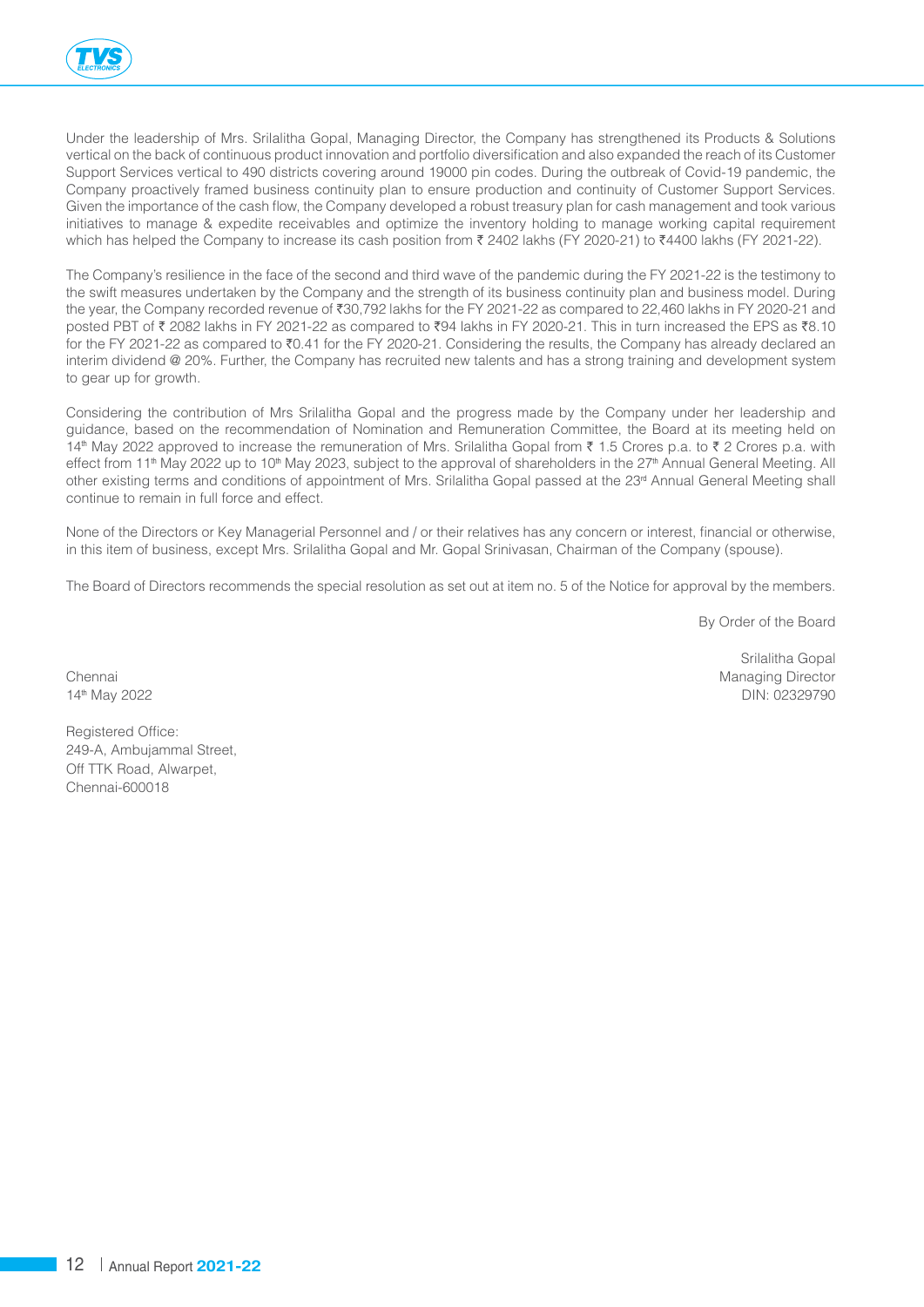Under the leadership of Mrs. Srilalitha Gopal, Managing Director, the Company has strengthened its Products & Solutions vertical on the back of continuous product innovation and portfolio diversification and also expanded the reach of its Customer Support Services vertical to 490 districts covering around 19000 pin codes. During the outbreak of Covid-19 pandemic, the Company proactively framed business continuity plan to ensure production and continuity of Customer Support Services. Given the importance of the cash flow, the Company developed a robust treasury plan for cash management and took various initiatives to manage & expedite receivables and optimize the inventory holding to manage working capital requirement which has helped the Company to increase its cash position from ₹ 2402 lakhs (FY 2020-21) to ₹4400 lakhs (FY 2021-22).

The Company's resilience in the face of the second and third wave of the pandemic during the FY 2021-22 is the testimony to the swift measures undertaken by the Company and the strength of its business continuity plan and business model. During the year, the Company recorded revenue of ₹30,792 lakhs for the FY 2021-22 as compared to 22,460 lakhs in FY 2020-21 and posted PBT of ₹ 2082 lakhs in FY 2021-22 as compared to ₹94 lakhs in FY 2020-21. This in turn increased the EPS as ₹8.10 for the FY 2021-22 as compared to ₹0.41 for the FY 2020-21. Considering the results, the Company has already declared an interim dividend @ 20%. Further, the Company has recruited new talents and has a strong training and development system to gear up for growth.

Considering the contribution of Mrs Srilalitha Gopal and the progress made by the Company under her leadership and guidance, based on the recommendation of Nomination and Remuneration Committee, the Board at its meeting held on 14th May 2022 approved to increase the remuneration of Mrs. Srilalitha Gopal from ₹ 1.5 Crores p.a. to ₹ 2 Crores p.a. with effect from 11th May 2022 up to 10th May 2023, subject to the approval of shareholders in the 27th Annual General Meeting. All other existing terms and conditions of appointment of Mrs. Srilalitha Gopal passed at the 23rd Annual General Meeting shall continue to remain in full force and effect.

None of the Directors or Key Managerial Personnel and / or their relatives has any concern or interest, financial or otherwise, in this item of business, except Mrs. Srilalitha Gopal and Mr. Gopal Srinivasan, Chairman of the Company (spouse).

The Board of Directors recommends the special resolution as set out at item no. 5 of the Notice for approval by the members.

By Order of the Board

Srilalitha Gopal
Managing Director
DIN: 02329790

Chennai
14th May 2022

Registered Office:
249-A, Ambujammal Street,
Off TTK Road, Alwarpet,
Chennai-600018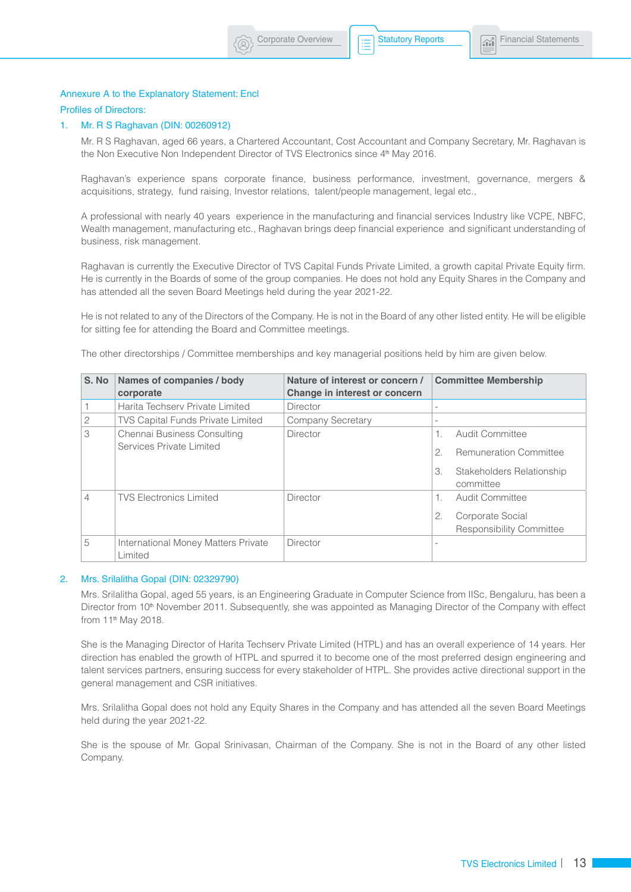Annexure A to the Explanatory Statement: Encl

Profiles of Directors:

1. Mr. R S Raghavan (DIN: 00260912)

Mr. R S Raghavan, aged 66 years, a Chartered Accountant, Cost Accountant and Company Secretary, Mr. Raghavan is the Non Executive Non Independent Director of TVS Electronics since 4th May 2016.

Raghavan's experience spans corporate finance, business performance, investment, governance, mergers & acquisitions, strategy, fund raising, Investor relations, talent/people management, legal etc.,

A professional with nearly 40 years experience in the manufacturing and financial services Industry like VCPE, NBFC, Wealth management, manufacturing etc., Raghavan brings deep financial experience and significant understanding of business, risk management.

Raghavan is currently the Executive Director of TVS Capital Funds Private Limited, a growth capital Private Equity firm. He is currently in the Boards of some of the group companies. He does not hold any Equity Shares in the Company and has attended all the seven Board Meetings held during the year 2021-22.

He is not related to any of the Directors of the Company. He is not in the Board of any other listed entity. He will be eligible for sitting fee for attending the Board and Committee meetings.

The other directorships / Committee memberships and key managerial positions held by him are given below.

| S. No | Names of companies / body corporate | Nature of interest or concern / Change in interest or concern | Committee Membership |
|---|---|---|---|
| 1 | Harita Techserv Private Limited | Director | - |
| 2 | TVS Capital Funds Private Limited | Company Secretary | - |
| 3 | Chennai Business Consulting Services Private Limited | Director | 1. Audit Committee<br>2. Remuneration Committee<br>3. Stakeholders Relationship committee |
| 4 | TVS Electronics Limited | Director | 1. Audit Committee<br>2. Corporate Social Responsibility Committee |
| 5 | International Money Matters Private Limited | Director | - |

2. Mrs. Srilalitha Gopal (DIN: 02329790)

Mrs. Srilalitha Gopal, aged 55 years, is an Engineering Graduate in Computer Science from IISc, Bengaluru, has been a Director from 10th November 2011. Subsequently, she was appointed as Managing Director of the Company with effect from 11th May 2018.

She is the Managing Director of Harita Techserv Private Limited (HTPL) and has an overall experience of 14 years. Her direction has enabled the growth of HTPL and spurred it to become one of the most preferred design engineering and talent services partners, ensuring success for every stakeholder of HTPL. She provides active directional support in the general management and CSR initiatives.

Mrs. Srilalitha Gopal does not hold any Equity Shares in the Company and has attended all the seven Board Meetings held during the year 2021-22.

She is the spouse of Mr. Gopal Srinivasan, Chairman of the Company. She is not in the Board of any other listed Company.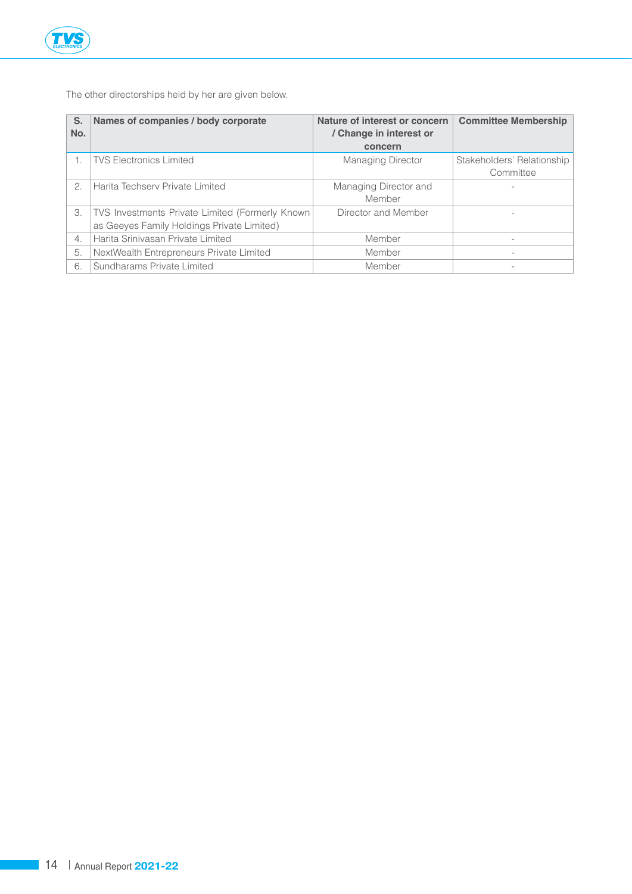The other directorships held by her are given below.

| S. No. | Names of companies / body corporate | Nature of interest or concern / Change in interest or concern | Committee Membership |
|---|---|---|---|
| 1. | TVS Electronics Limited | Managing Director | Stakeholders' Relationship Committee |
| 2. | Harita Techserv Private Limited | Managing Director and Member | - |
| 3. | TVS Investments Private Limited (Formerly Known as Geeyes Family Holdings Private Limited) | Director and Member | - |
| 4. | Harita Srinivasan Private Limited | Member | - |
| 5. | NextWealth Entrepreneurs Private Limited | Member | - |
| 6. | Sundharams Private Limited | Member | - |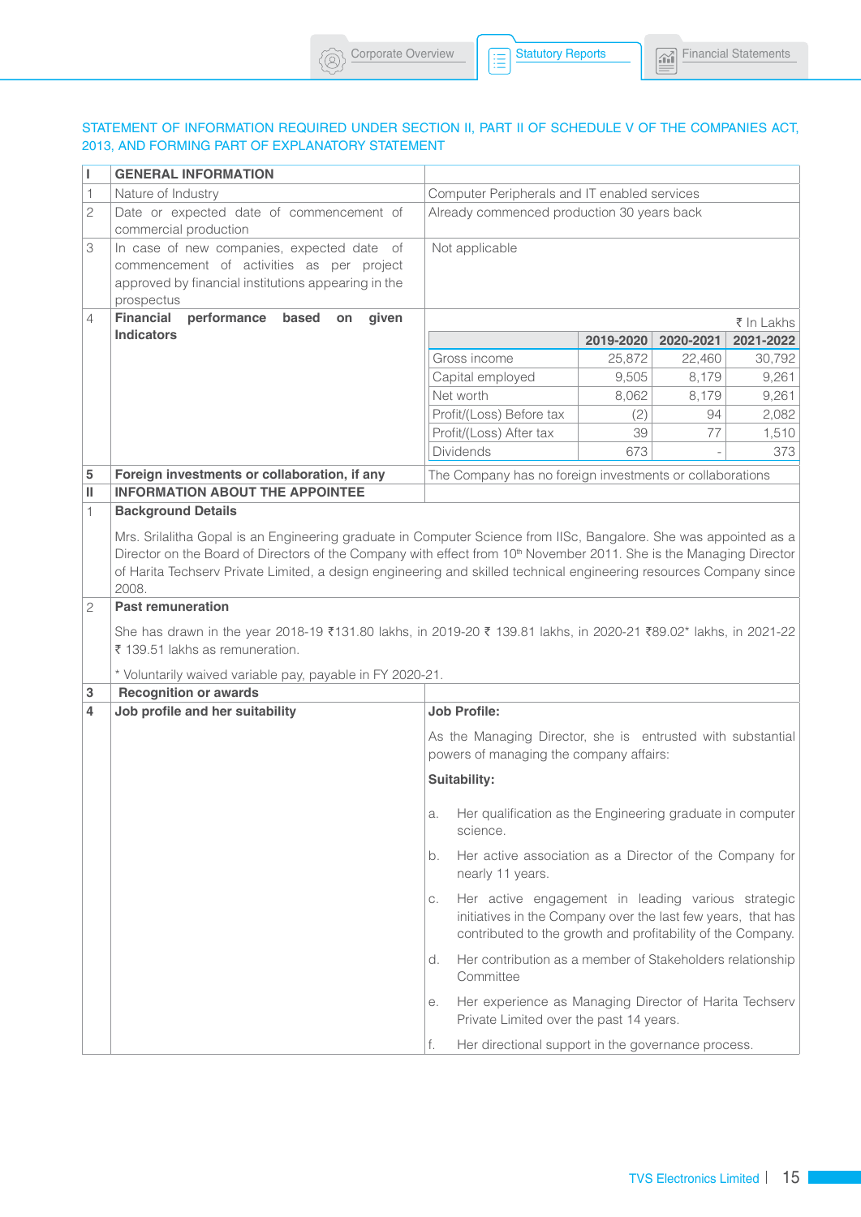## STATEMENT OF INFORMATION REQUIRED UNDER SECTION II, PART II OF SCHEDULE V OF THE COMPANIES ACT, 2013, AND FORMING PART OF EXPLANATORY STATEMENT

| I | GENERAL INFORMATION | |
|---|---|---|
| 1 | Nature of Industry | Computer Peripherals and IT enabled services |
| 2 | Date or expected date of commencement of commercial production | Already commenced production 30 years back |
| 3 | In case of new companies, expected date of commencement of activities as per project approved by financial institutions appearing in the prospectus | Not applicable |
| 4 | **Financial performance based on given Indicators** | See table below (₹ In Lakhs) |
| 5 | **Foreign investments or collaboration, if any** | The Company has no foreign investments or collaborations |

₹ In Lakhs

| | 2019-2020 | 2020-2021 | 2021-2022 |
|---|---|---|---|
| Gross income | 25,872 | 22,460 | 30,792 |
| Capital employed | 9,505 | 8,179 | 9,261 |
| Net worth | 8,062 | 8,179 | 9,261 |
| Profit/(Loss) Before tax | (2) | 94 | 2,082 |
| Profit/(Loss) After tax | 39 | 77 | 1,510 |
| Dividends | 673 | - | 373 |

**II INFORMATION ABOUT THE APPOINTEE**

**1 Background Details**

Mrs. Srilalitha Gopal is an Engineering graduate in Computer Science from IISc, Bangalore. She was appointed as a Director on the Board of Directors of the Company with effect from 10th November 2011. She is the Managing Director of Harita Techserv Private Limited, a design engineering and skilled technical engineering resources Company since 2008.

**2 Past remuneration**

She has drawn in the year 2018-19 ₹131.80 lakhs, in 2019-20 ₹ 139.81 lakhs, in 2020-21 ₹89.02* lakhs, in 2021-22 ₹ 139.51 lakhs as remuneration.

\* Voluntarily waived variable pay, payable in FY 2020-21.

**3 Recognition or awards**

**4 Job profile and her suitability**

**Job Profile:**

As the Managing Director, she is entrusted with substantial powers of managing the company affairs:

**Suitability:**

a. Her qualification as the Engineering graduate in computer science.

b. Her active association as a Director of the Company for nearly 11 years.

c. Her active engagement in leading various strategic initiatives in the Company over the last few years, that has contributed to the growth and profitability of the Company.

d. Her contribution as a member of Stakeholders relationship Committee

e. Her experience as Managing Director of Harita Techserv Private Limited over the past 14 years.

f. Her directional support in the governance process.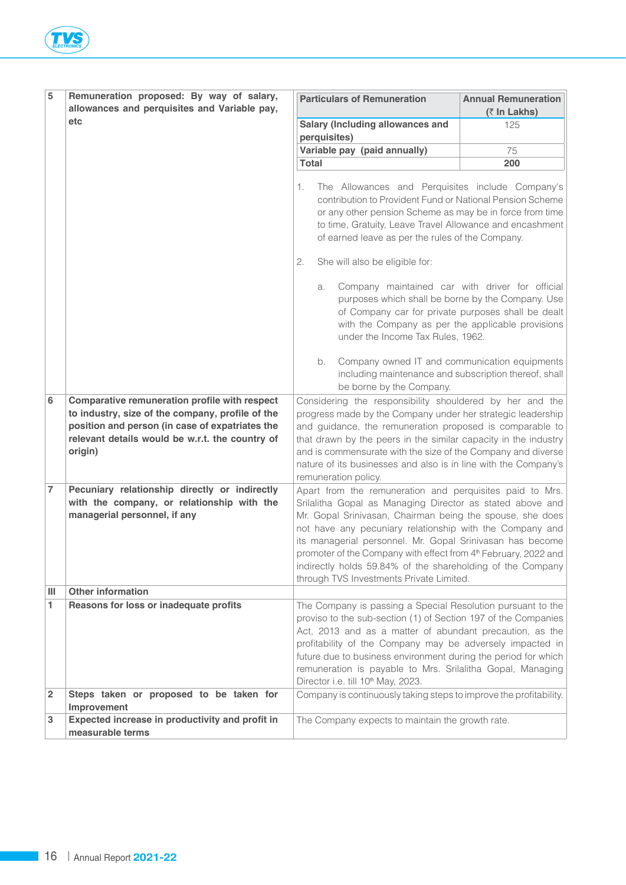| | | |
|---|---|---|
| 5 | **Remuneration proposed: By way of salary, allowances and perquisites and Variable pay, etc** | **Particulars of Remuneration** / **Annual Remuneration (₹ In Lakhs)**<br>**Salary (Including allowances and perquisites)**: 125<br>**Variable pay (paid annually)**: 75<br>**Total**: **200**<br><br>1. The Allowances and Perquisites include Company's contribution to Provident Fund or National Pension Scheme or any other pension Scheme as may be in force from time to time, Gratuity, Leave Travel Allowance and encashment of earned leave as per the rules of the Company.<br><br>2. She will also be eligible for:<br><br>a. Company maintained car with driver for official purposes which shall be borne by the Company. Use of Company car for private purposes shall be dealt with the Company as per the applicable provisions under the Income Tax Rules, 1962.<br><br>b. Company owned IT and communication equipments including maintenance and subscription thereof, shall be borne by the Company. |
| 6 | **Comparative remuneration profile with respect to industry, size of the company, profile of the position and person (in case of expatriates the relevant details would be w.r.t. the country of origin)** | Considering the responsibility shouldered by her and the progress made by the Company under her strategic leadership and guidance, the remuneration proposed is comparable to that drawn by the peers in the similar capacity in the industry and is commensurate with the size of the Company and diverse nature of its businesses and also is in line with the Company's remuneration policy. |
| 7 | **Pecuniary relationship directly or indirectly with the company, or relationship with the managerial personnel, if any** | Apart from the remuneration and perquisites paid to Mrs. Srilalitha Gopal as Managing Director as stated above and Mr. Gopal Srinivasan, Chairman being the spouse, she does not have any pecuniary relationship with the Company and its managerial personnel. Mr. Gopal Srinivasan has become promoter of the Company with effect from 4th February, 2022 and indirectly holds 59.84% of the shareholding of the Company through TVS Investments Private Limited. |
| III | **Other information** | |
| 1 | **Reasons for loss or inadequate profits** | The Company is passing a Special Resolution pursuant to the proviso to the sub-section (1) of Section 197 of the Companies Act, 2013 and as a matter of abundant precaution, as the profitability of the Company may be adversely impacted in future due to business environment during the period for which remuneration is payable to Mrs. Srilalitha Gopal, Managing Director i.e. till 10th May, 2023. |
| 2 | **Steps taken or proposed to be taken for Improvement** | Company is continuously taking steps to improve the profitability. |
| 3 | **Expected increase in productivity and profit in measurable terms** | The Company expects to maintain the growth rate. |